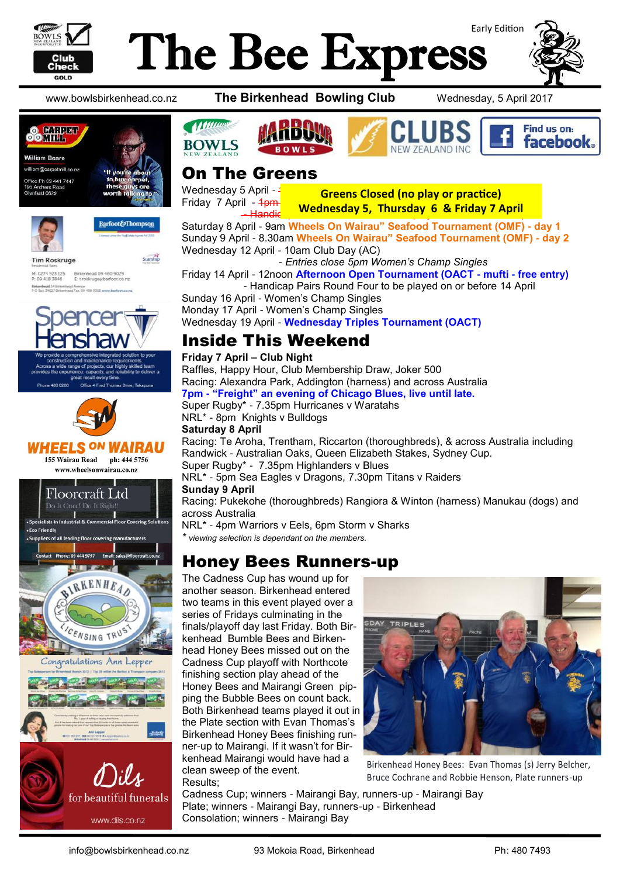# The Bee Express

Early Edition

www.bowlsbirkenhead.co.nz **The Birkenhead Bowling Club** Wednesday, 5 April 2017

## On The Greens

**Greens Closed (no play or practice)**
**Wednesday 5, Thursday 6 & Friday 7 April**

Wednesday 5 April - ~~...~~
Friday 7 April - ~~1pm~~ ~~- Handic...~~
Saturday 8 April - 9am **Wheels On Wairau" Seafood Tournament (OMF) - day 1**
Sunday 9 April - 8.30am **Wheels On Wairau" Seafood Tournament (OMF) - day 2**
Wednesday 12 April - 10am Club Day (AC)
*- Entries close 5pm Women's Champ Singles*
Friday 14 April - 12noon **Afternoon Open Tournament (OACT - mufti - free entry)**
- Handicap Pairs Round Four to be played on or before 14 April
Sunday 16 April - Women's Champ Singles
Monday 17 April - Women's Champ Singles
Wednesday 19 April - **Wednesday Triples Tournament (OACT)**

## Inside This Weekend

**Friday 7 April – Club Night**
Raffles, Happy Hour, Club Membership Draw, Joker 500
Racing: Alexandra Park, Addington (harness) and across Australia
**7pm - "Freight" an evening of Chicago Blues, live until late.**
Super Rugby* - 7.35pm Hurricanes v Waratahs
NRL* - 8pm Knights v Bulldogs
**Saturday 8 April**
Racing: Te Aroha, Trentham, Riccarton (thoroughbreds), & across Australia including Randwick - Australian Oaks, Queen Elizabeth Stakes, Sydney Cup.
Super Rugby* - 7.35pm Highlanders v Blues
NRL* - 5pm Sea Eagles v Dragons, 7.30pm Titans v Raiders
**Sunday 9 April**
Racing: Pukekohe (thoroughbreds) Rangiora & Winton (harness) Manukau (dogs) and across Australia
NRL* - 4pm Warriors v Eels, 6pm Storm v Sharks
* *viewing selection is dependant on the members.*

## Honey Bees Runners-up

The Cadness Cup has wound up for another season. Birkenhead entered two teams in this event played over a series of Fridays culminating in the finals/playoff day last Friday. Both Birkenhead Bumble Bees and Birkenhead Honey Bees missed out on the Cadness Cup playoff with Northcote finishing section play ahead of the Honey Bees and Mairangi Green pipping the Bubble Bees on count back. Both Birkenhead teams played it out in the Plate section with Evan Thomas's Birkenhead Honey Bees finishing runner-up to Mairangi. If it wasn't for Birkenhead Mairangi would have had a clean sweep of the event.

Birkenhead Honey Bees: Evan Thomas (s) Jerry Belcher, Bruce Cochrane and Robbie Henson, Plate runners-up

Results;
Cadness Cup; winners - Mairangi Bay, runners-up - Mairangi Bay
Plate; winners - Mairangi Bay, runners-up - Birkenhead
Consolation; winners - Mairangi Bay

info@bowlsbirkenhead.co.nz 93 Mokoia Road, Birkenhead Ph: 480 7493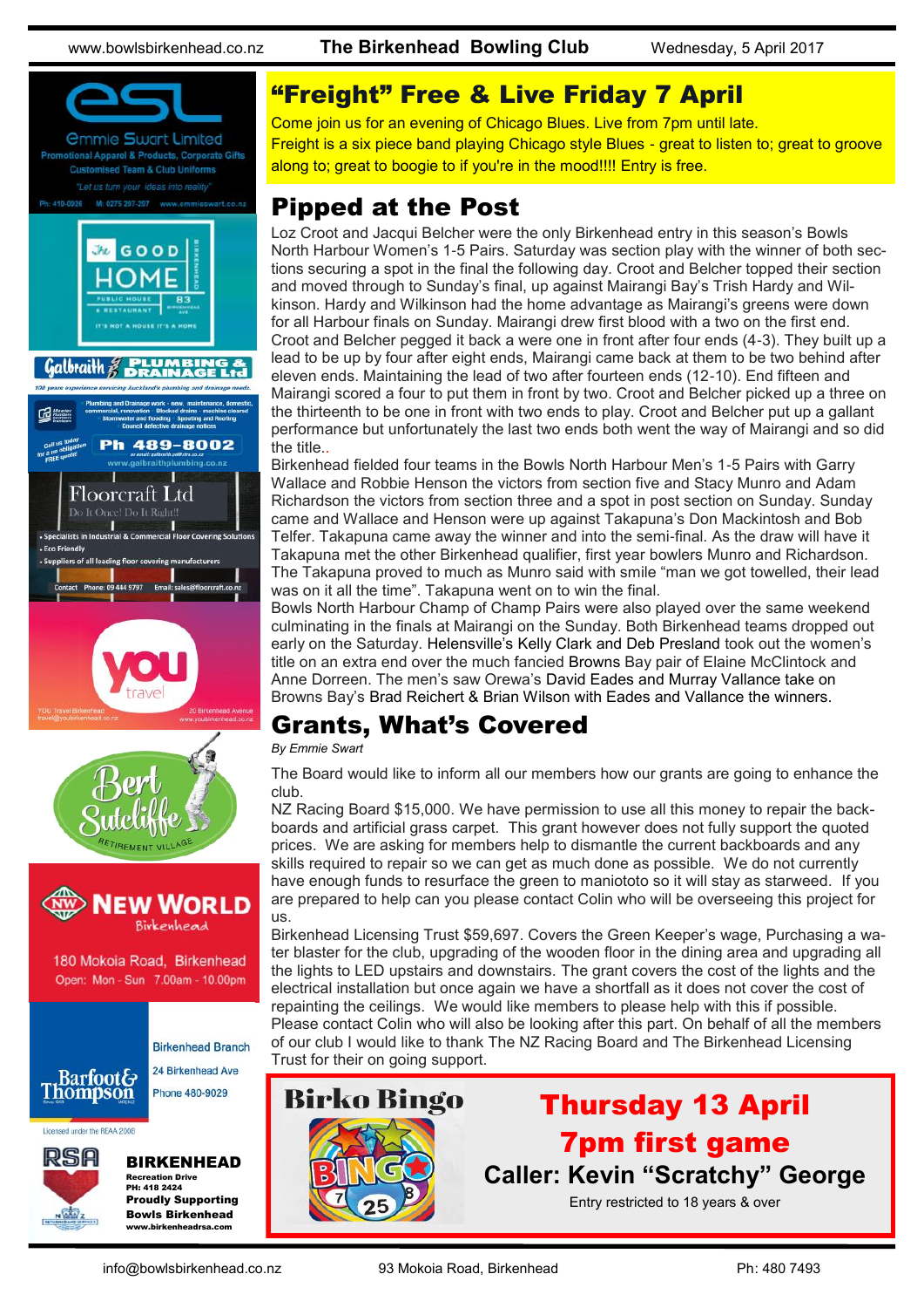# "Freight" Free & Live Friday 7 April

Come join us for an evening of Chicago Blues. Live from 7pm until late.
Freight is a six piece band playing Chicago style Blues - great to listen to; great to groove along to; great to boogie to if you're in the mood!!!! Entry is free.

# Pipped at the Post

Loz Croot and Jacqui Belcher were the only Birkenhead entry in this season's Bowls North Harbour Women's 1-5 Pairs. Saturday was section play with the winner of both sections securing a spot in the final the following day. Croot and Belcher topped their section and moved through to Sunday's final, up against Mairangi Bay's Trish Hardy and Wilkinson. Hardy and Wilkinson had the home advantage as Mairangi's greens were down for all Harbour finals on Sunday. Mairangi drew first blood with a two on the first end. Croot and Belcher pegged it back a were one in front after four ends (4-3). They built up a lead to be up by four after eight ends, Mairangi came back at them to be two behind after eleven ends. Maintaining the lead of two after fourteen ends (12-10). End fifteen and Mairangi scored a four to put them in front by two. Croot and Belcher picked up a three on the thirteenth to be one in front with two ends to play. Croot and Belcher put up a gallant performance but unfortunately the last two ends both went the way of Mairangi and so did the title..

Birkenhead fielded four teams in the Bowls North Harbour Men's 1-5 Pairs with Garry Wallace and Robbie Henson the victors from section five and Stacy Munro and Adam Richardson the victors from section three and a spot in post section on Sunday. Sunday came and Wallace and Henson were up against Takapuna's Don Mackintosh and Bob Telfer. Takapuna came away the winner and into the semi-final. As the draw will have it Takapuna met the other Birkenhead qualifier, first year bowlers Munro and Richardson. The Takapuna proved to much as Munro said with smile "man we got towelled, their lead was on it all the time". Takapuna went on to win the final.

Bowls North Harbour Champ of Champ Pairs were also played over the same weekend culminating in the finals at Mairangi on the Sunday. Both Birkenhead teams dropped out early on the Saturday. Helensville's Kelly Clark and Deb Presland took out the women's title on an extra end over the much fancied Browns Bay pair of Elaine McClintock and Anne Dorreen. The men's saw Orewa's David Eades and Murray Vallance take on Browns Bay's Brad Reichert & Brian Wilson with Eades and Vallance the winners.

# Grants, What's Covered

*By Emmie Swart*

The Board would like to inform all our members how our grants are going to enhance the club.

NZ Racing Board $15,000. We have permission to use all this money to repair the backboards and artificial grass carpet. This grant however does not fully support the quoted prices. We are asking for members help to dismantle the current backboards and any skills required to repair so we can get as much done as possible. We do not currently have enough funds to resurface the green to maniototo so it will stay as starweed. If you are prepared to help can you please contact Colin who will be overseeing this project for us.

Birkenhead Licensing Trust $59,697. Covers the Green Keeper's wage, Purchasing a water blaster for the club, upgrading of the wooden floor in the dining area and upgrading all the lights to LED upstairs and downstairs. The grant covers the cost of the lights and the electrical installation but once again we have a shortfall as it does not cover the cost of repainting the ceilings. We would like members to please help with this if possible. Please contact Colin who will also be looking after this part. On behalf of all the members of our club I would like to thank The NZ Racing Board and The Birkenhead Licensing Trust for their on going support.

## Birko Bingo

**Thursday 13 April**
**7pm first game**
**Caller: Kevin "Scratchy" George**
Entry restricted to 18 years & over

---

**Emmie Swart Limited** — Promotional Apparel & Products, Corporate Gifts, Customised Team & Club Uniforms. "Let us turn your ideas into reality". Ph: 410-0926 M: 0275 297-297 www.emmieswart.co.nz

**The Good Home** — Public House & Restaurant, 83 Birkenhead Ave. It's not a house it's a home

**Galbraith Plumbing & Drainage Ltd** — 100 years experience servicing Auckland's plumbing and drainage needs. Plumbing and Drainage work - new, maintenance, domestic, commercial, renovation · Blocked drains - machine cleared · Stormwater and flooding · Spouting and Roofing · Council defective drainage notices. Call us today for a no obligation FREE quote! Ph 489-8002 or email: galbraith.pd@xtra.co.nz www.galbraithplumbing.co.nz

**Floorcraft Ltd** — Do It Once! Do It Right!! · Specialists in Industrial & Commercial Floor Covering Solutions · Eco Friendly · Suppliers of all leading floor covering manufacturers. Contact Phone: 09 444 9797 Email: sales@floorcraft.co.nz

**you travel** — YOU Travel Birkenhead travel@youbirkenhead.co.nz, 20 Birkenhead Avenue www.youbirkenhead.co.nz

**Bert Sutcliffe Retirement Village**

**New World Birkenhead** — 180 Mokoia Road, Birkenhead. Open: Mon - Sun 7.00am - 10.00pm

**Barfoot & Thompson** — Birkenhead Branch, 24 Birkenhead Ave, Phone 480-9029. Licensed under the REAA 2008

**RSA Birkenhead** — Recreation Drive PH: 418 2424. Proudly Supporting Bowls Birkenhead www.birkenheadrsa.com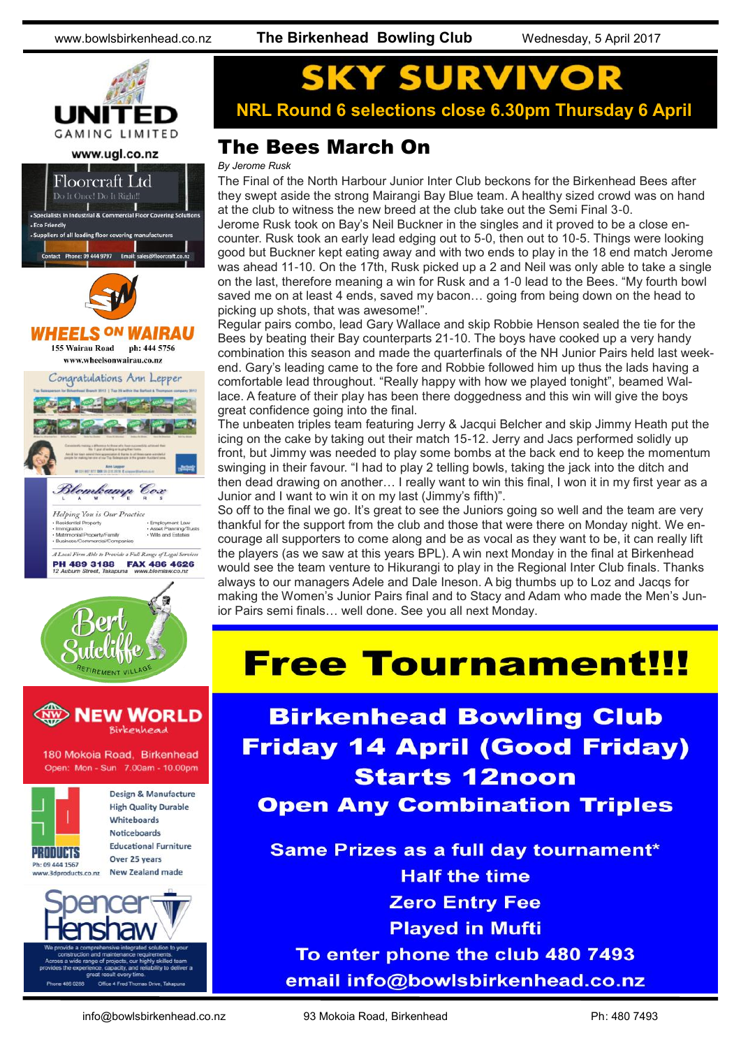# SKY SURVIVOR

**NRL Round 6 selections close 6.30pm Thursday 6 April**

## The Bees March On

*By Jerome Rusk*

The Final of the North Harbour Junior Inter Club beckons for the Birkenhead Bees after they swept aside the strong Mairangi Bay Blue team. A healthy sized crowd was on hand at the club to witness the new breed at the club take out the Semi Final 3-0.

Jerome Rusk took on Bay's Neil Buckner in the singles and it proved to be a close encounter. Rusk took an early lead edging out to 5-0, then out to 10-5. Things were looking good but Buckner kept eating away and with two ends to play in the 18 end match Jerome was ahead 11-10. On the 17th, Rusk picked up a 2 and Neil was only able to take a single on the last, therefore meaning a win for Rusk and a 1-0 lead to the Bees. "My fourth bowl saved me on at least 4 ends, saved my bacon… going from being down on the head to picking up shots, that was awesome!".

Regular pairs combo, lead Gary Wallace and skip Robbie Henson sealed the tie for the Bees by beating their Bay counterparts 21-10. The boys have cooked up a very handy combination this season and made the quarterfinals of the NH Junior Pairs held last weekend. Gary's leading came to the fore and Robbie followed him up thus the lads having a comfortable lead throughout. "Really happy with how we played tonight", beamed Wallace. A feature of their play has been there doggedness and this win will give the boys great confidence going into the final.

The unbeaten triples team featuring Jerry & Jacqui Belcher and skip Jimmy Heath put the icing on the cake by taking out their match 15-12. Jerry and Jacs performed solidly up front, but Jimmy was needed to play some bombs at the back end to keep the momentum swinging in their favour. "I had to play 2 telling bowls, taking the jack into the ditch and then dead drawing on another… I really want to win this final, I won it in my first year as a Junior and I want to win it on my last (Jimmy's fifth)".

So off to the final we go. It's great to see the Juniors going so well and the team are very thankful for the support from the club and those that were there on Monday night. We encourage all supporters to come along and be as vocal as they want to be, it can really lift the players (as we saw at this years BPL). A win next Monday in the final at Birkenhead would see the team venture to Hikurangi to play in the Regional Inter Club finals. Thanks always to our managers Adele and Dale Ineson. A big thumbs up to Loz and Jacqs for making the Women's Junior Pairs final and to Stacy and Adam who made the Men's Junior Pairs semi finals… well done. See you all next Monday.

# Free Tournament!!!

**Birkenhead Bowling Club**
**Friday 14 April (Good Friday)**
**Starts 12noon**
**Open Any Combination Triples**

**Same Prizes as a full day tournament***
**Half the time**
**Zero Entry Fee**
**Played in Mufti**
**To enter phone the club 480 7493**
**email info@bowlsbirkenhead.co.nz**

---

UNITED GAMING LIMITED
www.ugl.co.nz

Floorcraft Ltd
Do It Once! Do It Right!
- Specialists in Industrial & Commercial Floor Covering Solutions
- Eco Friendly
- Suppliers of all leading floor covering manufacturers

Contact Phone: 09 444 9797 Email: sales@floorcraft.co.nz

WHEELS ON WAIRAU
155 Wairau Road ph: 444 5756
www.wheelsonwairau.co.nz

Congratulations Ann Lepper

Blomkamp Cox
LAWYERS
Helping You is Our Practice
- Residential Property
- Immigration
- Matrimonial Property/Family
- Business/Commercial/Companies
- Employment Law
- Asset Planning/Trusts
- Wills and Estates

A Local Firm Able to Provide a Full Range of Legal Services
PH 489 3188 FAX 486 4626
12 Auburn Street, Takapuna www.blomlaw.co.nz

Bert Sutcliffe Retirement Village

NEW WORLD Birkenhead
180 Mokoia Road, Birkenhead
Open: Mon - Sun 7.00am - 10.00pm

3d PRODUCTS
Ph: 09 444 1567
www.3dproducts.co.nz
Design & Manufacture
High Quality Durable
Whiteboards
Noticeboards
Educational Furniture
Over 25 years
New Zealand made

Spencer Henshaw
We provide a comprehensive integrated solution to your construction and maintenance requirements. Across a wide range of projects, our highly skilled team provides the experience, capacity, and reliability to deliver a great result every time.
Phone 486 0288 Office 4 Fred Thomas Drive, Takapuna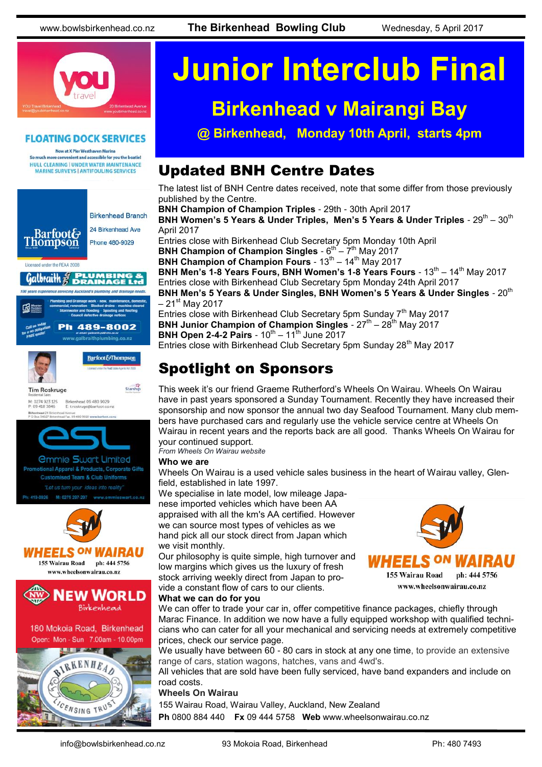# Junior Interclub Final

## Birkenhead v Mairangi Bay

**@ Birkenhead, Monday 10th April, starts 4pm**

## Updated BNH Centre Dates

The latest list of BNH Centre dates received, note that some differ from those previously published by the Centre.

**BNH Champion of Champion Triples** - 29th - 30th April 2017

**BNH Women's 5 Years & Under Triples, Men's 5 Years & Under Triples** - 29th – 30th April 2017

Entries close with Birkenhead Club Secretary 5pm Monday 10th April

**BNH Champion of Champion Singles** - 6th – 7th May 2017

**BNH Champion of Champion Fours** - 13th – 14th May 2017

**BNH Men's 1-8 Years Fours, BNH Women's 1-8 Years Fours** - 13th – 14th May 2017

Entries close with Birkenhead Club Secretary 5pm Monday 24th April 2017

**BNH Men's 5 Years & Under Singles, BNH Women's 5 Years & Under Singles** - 20th – 21st May 2017

Entries close with Birkenhead Club Secretary 5pm Sunday 7th May 2017

**BNH Junior Champion of Champion Singles** - 27th – 28th May 2017

**BNH Open 2-4-2 Pairs** - 10th – 11th June 2017

Entries close with Birkenhead Club Secretary 5pm Sunday 28th May 2017

## Spotlight on Sponsors

This week it's our friend Graeme Rutherford's Wheels On Wairau. Wheels On Wairau have in past years sponsored a Sunday Tournament. Recently they have increased their sponsorship and now sponsor the annual two day Seafood Tournament. Many club members have purchased cars and regularly use the vehicle service centre at Wheels On Wairau in recent years and the reports back are all good. Thanks Wheels On Wairau for your continued support.

*From Wheels On Wairau website*

**Who we are**

Wheels On Wairau is a used vehicle sales business in the heart of Wairau valley, Glenfield, established in late 1997.

We specialise in late model, low mileage Japanese imported vehicles which have been AA appraised with all the km's AA certified. However we can source most types of vehicles as we hand pick all our stock direct from Japan which we visit monthly.

Our philosophy is quite simple, high turnover and low margins which gives us the luxury of fresh stock arriving weekly direct from Japan to provide a constant flow of cars to our clients.

**What we can do for you**

We can offer to trade your car in, offer competitive finance packages, chiefly through Marac Finance. In addition we now have a fully equipped workshop with qualified technicians who can cater for all your mechanical and servicing needs at extremely competitive prices, check our service page.

We usually have between 60 - 80 cars in stock at any one time, to provide an extensive range of cars, station wagons, hatches, vans and 4wd's.

All vehicles that are sold have been fully serviced, have band expanders and include on road costs.

**Wheels On Wairau**

155 Wairau Road, Wairau Valley, Auckland, New Zealand

**Ph** 0800 884 440 **Fx** 09 444 5758 **Web** www.wheelsonwairau.co.nz

WHEELS ON WAIRAU
155 Wairau Road ph: 444 5756
www.wheelsonwairau.co.nz